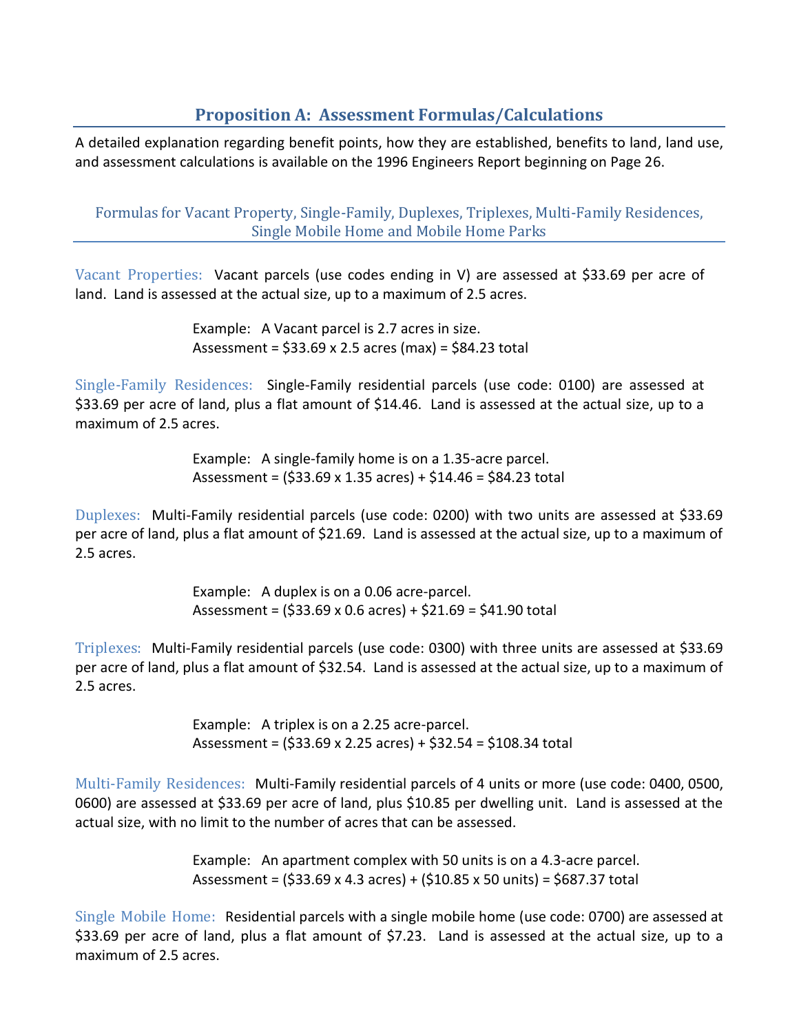## Proposition A: Assessment Formulas/Calculations

A detailed explanation regarding benefit points, how they are established, benefits to land, land use, and assessment calculations is available on the 1996 Engineers Report beginning on Page 26.

### Formulas for Vacant Property, Single-Family, Duplexes, Triplexes, Multi-Family Residences, Single Mobile Home and Mobile Home Parks

Vacant Properties: Vacant parcels (use codes ending in V) are assessed at $33.69 per acre of land. Land is assessed at the actual size, up to a maximum of 2.5 acres.

> Example: A Vacant parcel is 2.7 acres in size.
> Assessment = $33.69 x 2.5 acres (max) = $84.23 total

Single-Family Residences: Single-Family residential parcels (use code: 0100) are assessed at $33.69 per acre of land, plus a flat amount of $14.46. Land is assessed at the actual size, up to a maximum of 2.5 acres.

> Example: A single-family home is on a 1.35-acre parcel.
> Assessment = ($33.69 x 1.35 acres) + $14.46 = $84.23 total

Duplexes: Multi-Family residential parcels (use code: 0200) with two units are assessed at $33.69 per acre of land, plus a flat amount of $21.69. Land is assessed at the actual size, up to a maximum of 2.5 acres.

> Example: A duplex is on a 0.06 acre-parcel.
> Assessment = ($33.69 x 0.6 acres) + $21.69 = $41.90 total

Triplexes: Multi-Family residential parcels (use code: 0300) with three units are assessed at $33.69 per acre of land, plus a flat amount of $32.54. Land is assessed at the actual size, up to a maximum of 2.5 acres.

> Example: A triplex is on a 2.25 acre-parcel.
> Assessment = ($33.69 x 2.25 acres) + $32.54 = $108.34 total

Multi-Family Residences: Multi-Family residential parcels of 4 units or more (use code: 0400, 0500, 0600) are assessed at $33.69 per acre of land, plus $10.85 per dwelling unit. Land is assessed at the actual size, with no limit to the number of acres that can be assessed.

> Example: An apartment complex with 50 units is on a 4.3-acre parcel.
> Assessment = ($33.69 x 4.3 acres) + ($10.85 x 50 units) = $687.37 total

Single Mobile Home: Residential parcels with a single mobile home (use code: 0700) are assessed at $33.69 per acre of land, plus a flat amount of $7.23. Land is assessed at the actual size, up to a maximum of 2.5 acres.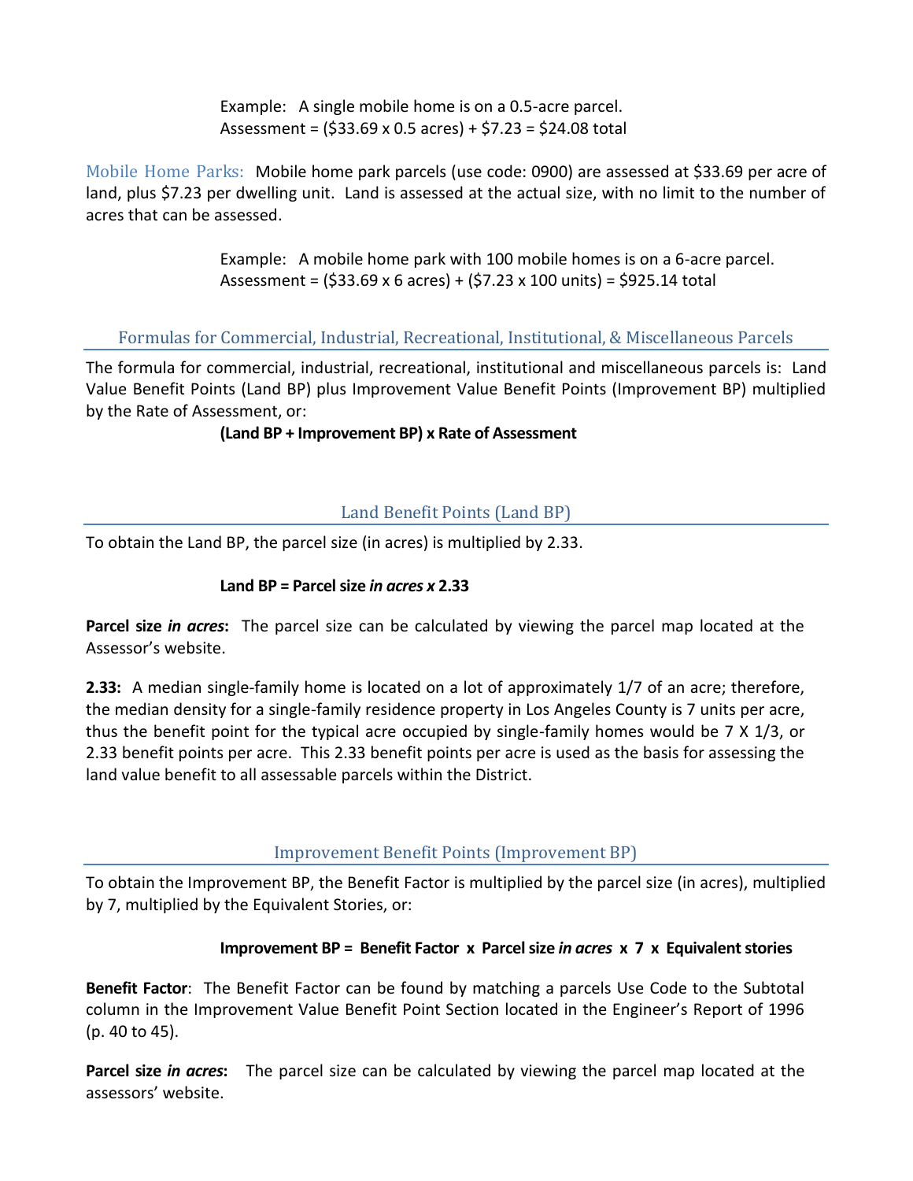Example: A single mobile home is on a 0.5-acre parcel.
Assessment = ($33.69 x 0.5 acres) + $7.23 = $24.08 total

Mobile Home Parks: Mobile home park parcels (use code: 0900) are assessed at $33.69 per acre of land, plus $7.23 per dwelling unit. Land is assessed at the actual size, with no limit to the number of acres that can be assessed.

Example: A mobile home park with 100 mobile homes is on a 6-acre parcel.
Assessment = ($33.69 x 6 acres) + ($7.23 x 100 units) = $925.14 total

## Formulas for Commercial, Industrial, Recreational, Institutional, & Miscellaneous Parcels

The formula for commercial, industrial, recreational, institutional and miscellaneous parcels is: Land Value Benefit Points (Land BP) plus Improvement Value Benefit Points (Improvement BP) multiplied by the Rate of Assessment, or:

**(Land BP + Improvement BP) x Rate of Assessment**

## Land Benefit Points (Land BP)

To obtain the Land BP, the parcel size (in acres) is multiplied by 2.33.

**Land BP = Parcel size *in acres x* 2.33**

**Parcel size *in acres*:** The parcel size can be calculated by viewing the parcel map located at the Assessor's website.

**2.33:** A median single-family home is located on a lot of approximately 1/7 of an acre; therefore, the median density for a single-family residence property in Los Angeles County is 7 units per acre, thus the benefit point for the typical acre occupied by single-family homes would be 7 X 1/3, or 2.33 benefit points per acre. This 2.33 benefit points per acre is used as the basis for assessing the land value benefit to all assessable parcels within the District.

## Improvement Benefit Points (Improvement BP)

To obtain the Improvement BP, the Benefit Factor is multiplied by the parcel size (in acres), multiplied by 7, multiplied by the Equivalent Stories, or:

**Improvement BP = Benefit Factor x Parcel size *in acres* x 7 x Equivalent stories**

**Benefit Factor**: The Benefit Factor can be found by matching a parcels Use Code to the Subtotal column in the Improvement Value Benefit Point Section located in the Engineer's Report of 1996 (p. 40 to 45).

**Parcel size *in acres*:** The parcel size can be calculated by viewing the parcel map located at the assessors' website.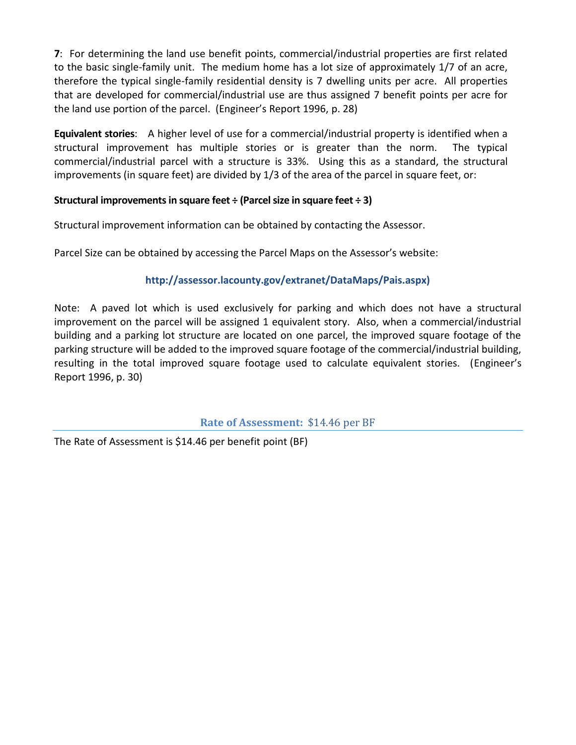**7**: For determining the land use benefit points, commercial/industrial properties are first related to the basic single-family unit. The medium home has a lot size of approximately 1/7 of an acre, therefore the typical single-family residential density is 7 dwelling units per acre. All properties that are developed for commercial/industrial use are thus assigned 7 benefit points per acre for the land use portion of the parcel. (Engineer's Report 1996, p. 28)

**Equivalent stories**: A higher level of use for a commercial/industrial property is identified when a structural improvement has multiple stories or is greater than the norm. The typical commercial/industrial parcel with a structure is 33%. Using this as a standard, the structural improvements (in square feet) are divided by 1/3 of the area of the parcel in square feet, or:

**Structural improvements in square feet ÷ (Parcel size in square feet ÷ 3)**

Structural improvement information can be obtained by contacting the Assessor.

Parcel Size can be obtained by accessing the Parcel Maps on the Assessor's website:

**http://assessor.lacounty.gov/extranet/DataMaps/Pais.aspx)**

Note: A paved lot which is used exclusively for parking and which does not have a structural improvement on the parcel will be assigned 1 equivalent story. Also, when a commercial/industrial building and a parking lot structure are located on one parcel, the improved square footage of the parking structure will be added to the improved square footage of the commercial/industrial building, resulting in the total improved square footage used to calculate equivalent stories. (Engineer's Report 1996, p. 30)

## **Rate of Assessment:** $14.46 per BF

The Rate of Assessment is $14.46 per benefit point (BF)